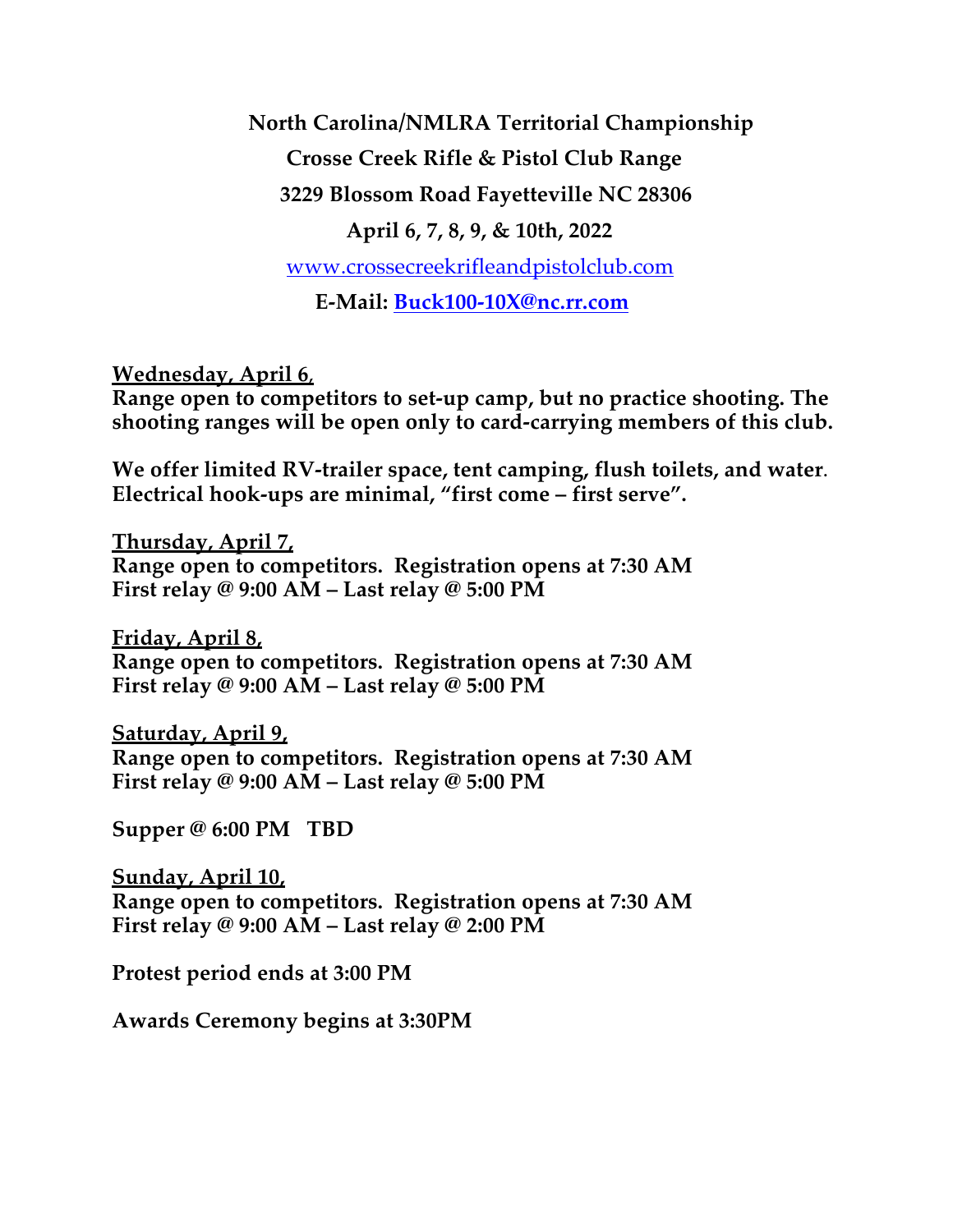**North Carolina/NMLRA Territorial Championship**

**Crosse Creek Rifle & Pistol Club Range**

**3229 Blossom Road Fayetteville NC 28306**

**April 6, 7, 8, 9, & 10th, 2022**

www.crossecreekrifleandpistolclub.com

**E-Mail: Buck100-10X@nc.rr.com**

**Wednesday, April 6,**

**Range open to competitors to set-up camp, but no practice shooting. The shooting ranges will be open only to card-carrying members of this club.**

**We offer limited RV-trailer space, tent camping, flush toilets, and water. Electrical hook-ups are minimal, "first come – first serve".**

**Thursday, April 7,**

**Range open to competitors. Registration opens at 7:30 AM**
**First relay @ 9:00 AM – Last relay @ 5:00 PM**

**Friday, April 8,**

**Range open to competitors. Registration opens at 7:30 AM**
**First relay @ 9:00 AM – Last relay @ 5:00 PM**

**Saturday, April 9,**

**Range open to competitors. Registration opens at 7:30 AM**
**First relay @ 9:00 AM – Last relay @ 5:00 PM**

**Supper @ 6:00 PM TBD**

**Sunday, April 10,**

**Range open to competitors. Registration opens at 7:30 AM**
**First relay @ 9:00 AM – Last relay @ 2:00 PM**

**Protest period ends at 3:00 PM**

**Awards Ceremony begins at 3:30PM**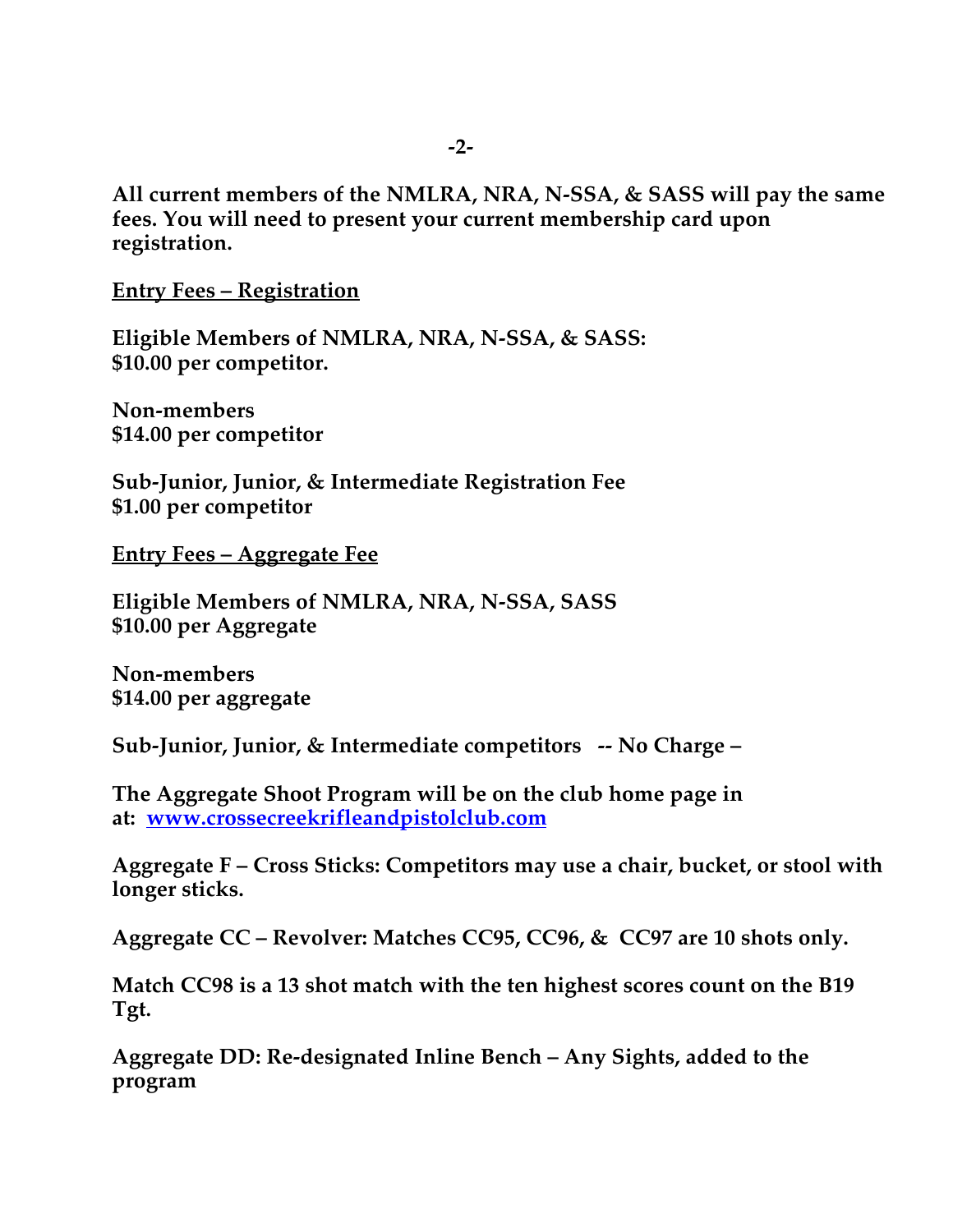**All current members of the NMLRA, NRA, N-SSA, & SASS will pay the same fees. You will need to present your current membership card upon registration.**

**<u>Entry Fees – Registration</u>**

**Eligible Members of NMLRA, NRA, N-SSA, & SASS:**
**$10.00 per competitor.**

**Non-members**
**$14.00 per competitor**

**Sub-Junior, Junior, & Intermediate Registration Fee**
**$1.00 per competitor**

**<u>Entry Fees – Aggregate Fee</u>**

**Eligible Members of NMLRA, NRA, N-SSA, SASS**
**$10.00 per Aggregate**

**Non-members**
**$14.00 per aggregate**

**Sub-Junior, Junior, & Intermediate competitors -- No Charge –**

**The Aggregate Shoot Program will be on the club home page in at: [www.crossecreekrifleandpistolclub.com](http://www.crossecreekrifleandpistolclub.com)**

**Aggregate F – Cross Sticks: Competitors may use a chair, bucket, or stool with longer sticks.**

**Aggregate CC – Revolver: Matches CC95, CC96, & CC97 are 10 shots only.**

**Match CC98 is a 13 shot match with the ten highest scores count on the B19 Tgt.**

**Aggregate DD: Re-designated Inline Bench – Any Sights, added to the program**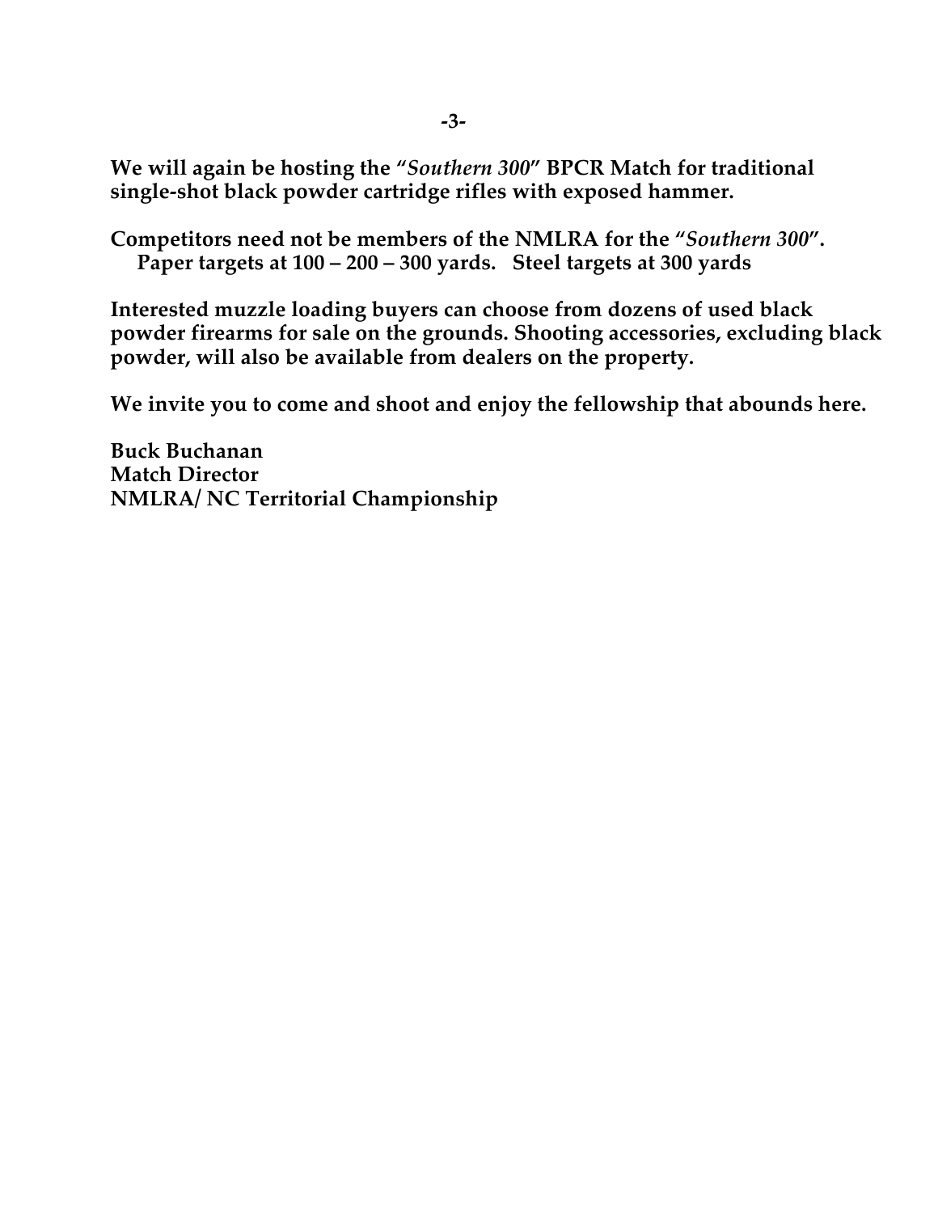**We will again be hosting the "*Southern 300*" BPCR Match for traditional single-shot black powder cartridge rifles with exposed hammer.**

**Competitors need not be members of the NMLRA for the "*Southern 300*".**
**Paper targets at 100 – 200 – 300 yards. Steel targets at 300 yards**

**Interested muzzle loading buyers can choose from dozens of used black powder firearms for sale on the grounds. Shooting accessories, excluding black powder, will also be available from dealers on the property.**

**We invite you to come and shoot and enjoy the fellowship that abounds here.**

**Buck Buchanan**
**Match Director**
**NMLRA/ NC Territorial Championship**